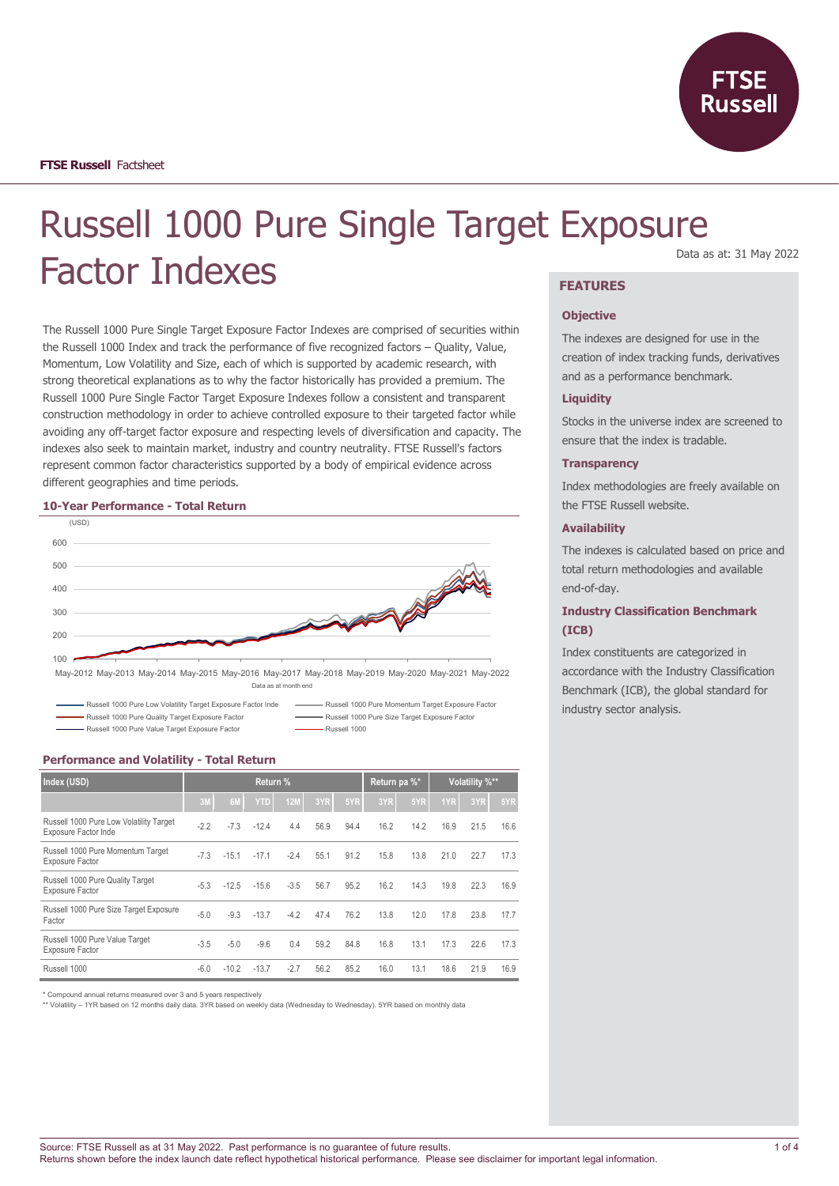**FTSE Russell** Factsheet

# Russell 1000 Pure Single Target Exposure Factor Indexes

Data as at: 31 May 2022

The Russell 1000 Pure Single Target Exposure Factor Indexes are comprised of securities within the Russell 1000 Index and track the performance of five recognized factors – Quality, Value, Momentum, Low Volatility and Size, each of which is supported by academic research, with strong theoretical explanations as to why the factor historically has provided a premium. The Russell 1000 Pure Single Factor Target Exposure Indexes follow a consistent and transparent construction methodology in order to achieve controlled exposure to their targeted factor while avoiding any off-target factor exposure and respecting levels of diversification and capacity. The indexes also seek to maintain market, industry and country neutrality. FTSE Russell's factors represent common factor characteristics supported by a body of empirical evidence across different geographies and time periods.

## 10-Year Performance - Total Return

(USD)

Data as at month end

- Russell 1000 Pure Low Volatility Target Exposure Factor Inde
- Russell 1000 Pure Momentum Target Exposure Factor
- Russell 1000 Pure Quality Target Exposure Factor
- Russell 1000 Pure Size Target Exposure Factor
- Russell 1000 Pure Value Target Exposure Factor
- Russell 1000

## Performance and Volatility - Total Return

| Index (USD) | Return % | | | | | | Return pa %* | | Volatility %** | | |
|---|---|---|---|---|---|---|---|---|---|---|---|
| | 3M | 6M | YTD | 12M | 3YR | 5YR | 3YR | 5YR | 1YR | 3YR | 5YR |
| Russell 1000 Pure Low Volatility Target Exposure Factor Inde | -2.2 | -7.3 | -12.4 | 4.4 | 56.9 | 94.4 | 16.2 | 14.2 | 16.9 | 21.5 | 16.6 |
| Russell 1000 Pure Momentum Target Exposure Factor | -7.3 | -15.1 | -17.1 | -2.4 | 55.1 | 91.2 | 15.8 | 13.8 | 21.0 | 22.7 | 17.3 |
| Russell 1000 Pure Quality Target Exposure Factor | -5.3 | -12.5 | -15.6 | -3.5 | 56.7 | 95.2 | 16.2 | 14.3 | 19.8 | 22.3 | 16.9 |
| Russell 1000 Pure Size Target Exposure Factor | -5.0 | -9.3 | -13.7 | -4.2 | 47.4 | 76.2 | 13.8 | 12.0 | 17.8 | 23.8 | 17.7 |
| Russell 1000 Pure Value Target Exposure Factor | -3.5 | -5.0 | -9.6 | 0.4 | 59.2 | 84.8 | 16.8 | 13.1 | 17.3 | 22.6 | 17.3 |
| Russell 1000 | -6.0 | -10.2 | -13.7 | -2.7 | 56.2 | 85.2 | 16.0 | 13.1 | 18.6 | 21.9 | 16.9 |

\* Compound annual returns measured over 3 and 5 years respectively

\** Volatility – 1YR based on 12 months daily data. 3YR based on weekly data (Wednesday to Wednesday). 5YR based on monthly data

## FEATURES

### Objective

The indexes are designed for use in the creation of index tracking funds, derivatives and as a performance benchmark.

### Liquidity

Stocks in the universe index are screened to ensure that the index is tradable.

### Transparency

Index methodologies are freely available on the FTSE Russell website.

### Availability

The indexes is calculated based on price and total return methodologies and available end-of-day.

### Industry Classification Benchmark (ICB)

Index constituents are categorized in accordance with the Industry Classification Benchmark (ICB), the global standard for industry sector analysis.

Source: FTSE Russell as at 31 May 2022. Past performance is no guarantee of future results.
Returns shown before the index launch date reflect hypothetical historical performance. Please see disclaimer for important legal information.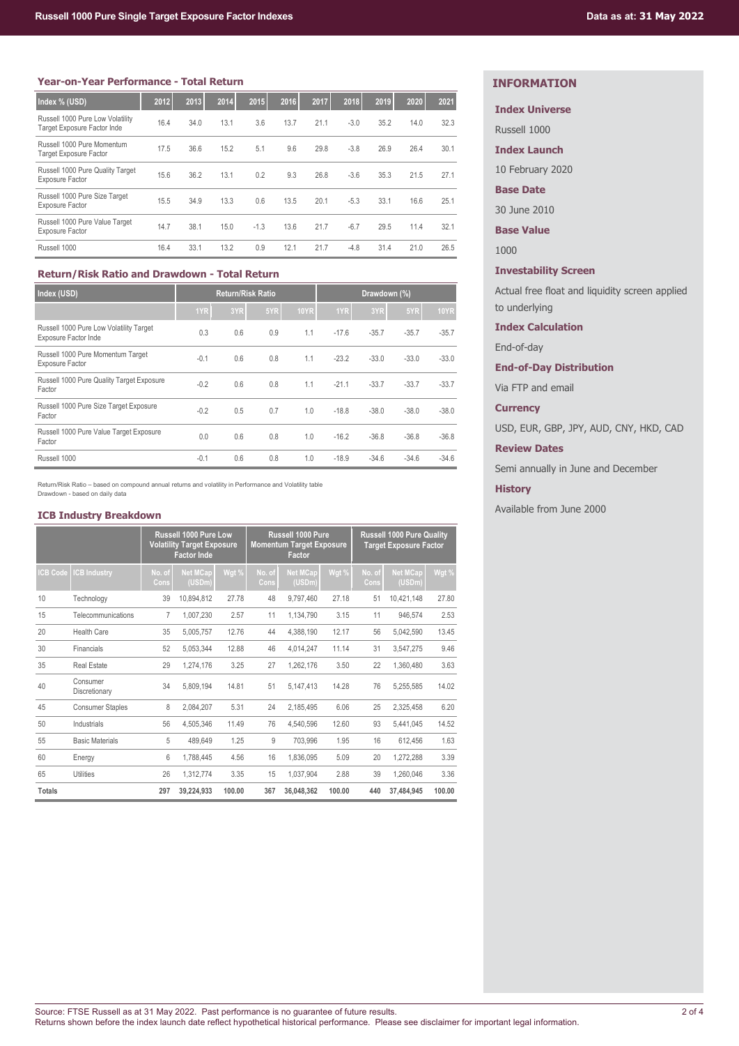## Year-on-Year Performance - Total Return

| Index % (USD) | 2012 | 2013 | 2014 | 2015 | 2016 | 2017 | 2018 | 2019 | 2020 | 2021 |
|---|---|---|---|---|---|---|---|---|---|---|
| Russell 1000 Pure Low Volatility Target Exposure Factor Inde | 16.4 | 34.0 | 13.1 | 3.6 | 13.7 | 21.1 | -3.0 | 35.2 | 14.0 | 32.3 |
| Russell 1000 Pure Momentum Target Exposure Factor | 17.5 | 36.6 | 15.2 | 5.1 | 9.6 | 29.8 | -3.8 | 26.9 | 26.4 | 30.1 |
| Russell 1000 Pure Quality Target Exposure Factor | 15.6 | 36.2 | 13.1 | 0.2 | 9.3 | 26.8 | -3.6 | 35.3 | 21.5 | 27.1 |
| Russell 1000 Pure Size Target Exposure Factor | 15.5 | 34.9 | 13.3 | 0.6 | 13.5 | 20.1 | -5.3 | 33.1 | 16.6 | 25.1 |
| Russell 1000 Pure Value Target Exposure Factor | 14.7 | 38.1 | 15.0 | -1.3 | 13.6 | 21.7 | -6.7 | 29.5 | 11.4 | 32.1 |
| Russell 1000 | 16.4 | 33.1 | 13.2 | 0.9 | 12.1 | 21.7 | -4.8 | 31.4 | 21.0 | 26.5 |

## Return/Risk Ratio and Drawdown - Total Return

| Index (USD) | Return/Risk Ratio | | | | Drawdown (%) | | | |
|---|---|---|---|---|---|---|---|---|
| | 1YR | 3YR | 5YR | 10YR | 1YR | 3YR | 5YR | 10YR |
| Russell 1000 Pure Low Volatility Target Exposure Factor Inde | 0.3 | 0.6 | 0.9 | 1.1 | -17.6 | -35.7 | -35.7 | -35.7 |
| Russell 1000 Pure Momentum Target Exposure Factor | -0.1 | 0.6 | 0.8 | 1.1 | -23.2 | -33.0 | -33.0 | -33.0 |
| Russell 1000 Pure Quality Target Exposure Factor | -0.2 | 0.6 | 0.8 | 1.1 | -21.1 | -33.7 | -33.7 | -33.7 |
| Russell 1000 Pure Size Target Exposure Factor | -0.2 | 0.5 | 0.7 | 1.0 | -18.8 | -38.0 | -38.0 | -38.0 |
| Russell 1000 Pure Value Target Exposure Factor | 0.0 | 0.6 | 0.8 | 1.0 | -16.2 | -36.8 | -36.8 | -36.8 |
| Russell 1000 | -0.1 | 0.6 | 0.8 | 1.0 | -18.9 | -34.6 | -34.6 | -34.6 |

Return/Risk Ratio – based on compound annual returns and volatility in Performance and Volatility table
Drawdown - based on daily data

## ICB Industry Breakdown

| | | Russell 1000 Pure Low Volatility Target Exposure Factor Inde | | | Russell 1000 Pure Momentum Target Exposure Factor | | | Russell 1000 Pure Quality Target Exposure Factor | | |
|---|---|---|---|---|---|---|---|---|---|---|
| ICB Code | ICB Industry | No. of Cons | Net MCap (USDm) | Wgt % | No. of Cons | Net MCap (USDm) | Wgt % | No. of Cons | Net MCap (USDm) | Wgt % |
| 10 | Technology | 39 | 10,894,812 | 27.78 | 48 | 9,797,460 | 27.18 | 51 | 10,421,148 | 27.80 |
| 15 | Telecommunications | 7 | 1,007,230 | 2.57 | 11 | 1,134,790 | 3.15 | 11 | 946,574 | 2.53 |
| 20 | Health Care | 35 | 5,005,757 | 12.76 | 44 | 4,388,190 | 12.17 | 56 | 5,042,590 | 13.45 |
| 30 | Financials | 52 | 5,053,344 | 12.88 | 46 | 4,014,247 | 11.14 | 31 | 3,547,275 | 9.46 |
| 35 | Real Estate | 29 | 1,274,176 | 3.25 | 27 | 1,262,176 | 3.50 | 22 | 1,360,480 | 3.63 |
| 40 | Consumer Discretionary | 34 | 5,809,194 | 14.81 | 51 | 5,147,413 | 14.28 | 76 | 5,255,585 | 14.02 |
| 45 | Consumer Staples | 8 | 2,084,207 | 5.31 | 24 | 2,185,495 | 6.06 | 25 | 2,325,458 | 6.20 |
| 50 | Industrials | 56 | 4,505,346 | 11.49 | 76 | 4,540,596 | 12.60 | 93 | 5,441,045 | 14.52 |
| 55 | Basic Materials | 5 | 489,649 | 1.25 | 9 | 703,996 | 1.95 | 16 | 612,456 | 1.63 |
| 60 | Energy | 6 | 1,788,445 | 4.56 | 16 | 1,836,095 | 5.09 | 20 | 1,272,288 | 3.39 |
| 65 | Utilities | 26 | 1,312,774 | 3.35 | 15 | 1,037,904 | 2.88 | 39 | 1,260,046 | 3.36 |
| **Totals** | | **297** | **39,224,933** | **100.00** | **367** | **36,048,362** | **100.00** | **440** | **37,484,945** | **100.00** |

## INFORMATION

**Index Universe**

Russell 1000

**Index Launch**

10 February 2020

**Base Date**

30 June 2010

**Base Value**

1000

**Investability Screen**

Actual free float and liquidity screen applied to underlying

**Index Calculation**

End-of-day

**End-of-Day Distribution**

Via FTP and email

**Currency**

USD, EUR, GBP, JPY, AUD, CNY, HKD, CAD

**Review Dates**

Semi annually in June and December

**History**

Available from June 2000

Source: FTSE Russell as at 31 May 2022. Past performance is no guarantee of future results.
Returns shown before the index launch date reflect hypothetical historical performance. Please see disclaimer for important legal information.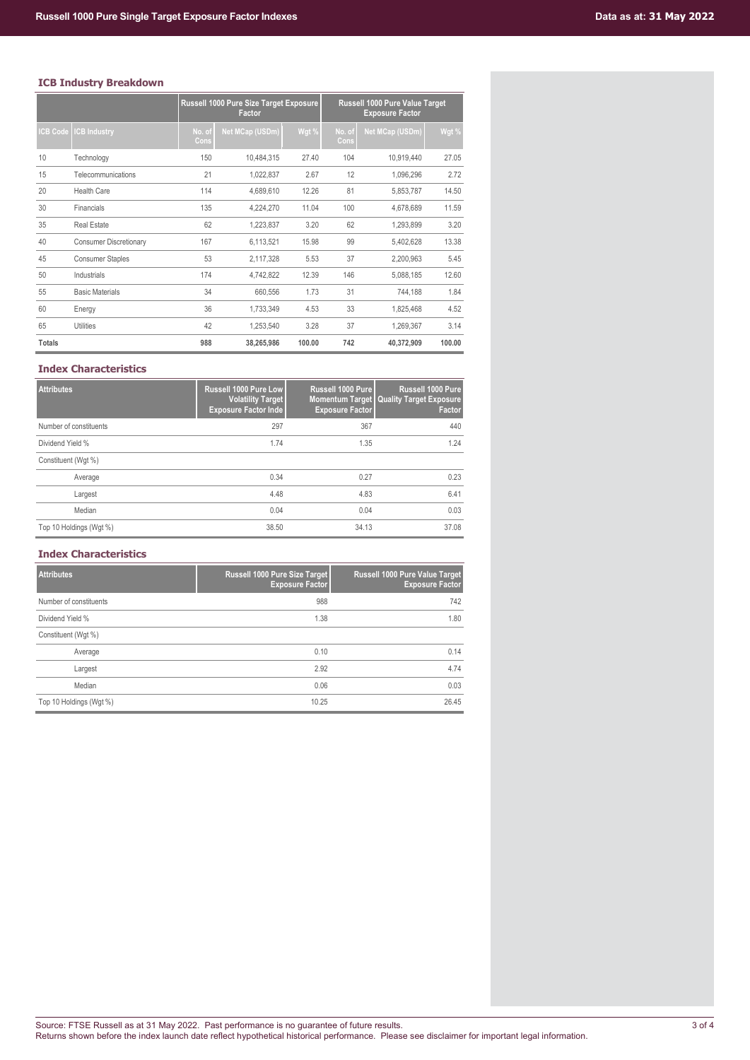## ICB Industry Breakdown

| | | Russell 1000 Pure Size Target Exposure Factor | | | Russell 1000 Pure Value Target Exposure Factor | | |
|---|---|---|---|---|---|---|---|
| ICB Code | ICB Industry | No. of Cons | Net MCap (USDm) | Wgt % | No. of Cons | Net MCap (USDm) | Wgt % |
| 10 | Technology | 150 | 10,484,315 | 27.40 | 104 | 10,919,440 | 27.05 |
| 15 | Telecommunications | 21 | 1,022,837 | 2.67 | 12 | 1,096,296 | 2.72 |
| 20 | Health Care | 114 | 4,689,610 | 12.26 | 81 | 5,853,787 | 14.50 |
| 30 | Financials | 135 | 4,224,270 | 11.04 | 100 | 4,678,689 | 11.59 |
| 35 | Real Estate | 62 | 1,223,837 | 3.20 | 62 | 1,293,899 | 3.20 |
| 40 | Consumer Discretionary | 167 | 6,113,521 | 15.98 | 99 | 5,402,628 | 13.38 |
| 45 | Consumer Staples | 53 | 2,117,328 | 5.53 | 37 | 2,200,963 | 5.45 |
| 50 | Industrials | 174 | 4,742,822 | 12.39 | 146 | 5,088,185 | 12.60 |
| 55 | Basic Materials | 34 | 660,556 | 1.73 | 31 | 744,188 | 1.84 |
| 60 | Energy | 36 | 1,733,349 | 4.53 | 33 | 1,825,468 | 4.52 |
| 65 | Utilities | 42 | 1,253,540 | 3.28 | 37 | 1,269,367 | 3.14 |
| **Totals** | | **988** | **38,265,986** | **100.00** | **742** | **40,372,909** | **100.00** |

## Index Characteristics

| Attributes | Russell 1000 Pure Low Volatility Target Exposure Factor Inde | Russell 1000 Pure Momentum Target Exposure Factor | Russell 1000 Pure Quality Target Exposure Factor |
|---|---|---|---|
| Number of constituents | 297 | 367 | 440 |
| Dividend Yield % | 1.74 | 1.35 | 1.24 |
| Constituent (Wgt %) | | | |
| Average | 0.34 | 0.27 | 0.23 |
| Largest | 4.48 | 4.83 | 6.41 |
| Median | 0.04 | 0.04 | 0.03 |
| Top 10 Holdings (Wgt %) | 38.50 | 34.13 | 37.08 |

## Index Characteristics

| Attributes | Russell 1000 Pure Size Target Exposure Factor | Russell 1000 Pure Value Target Exposure Factor |
|---|---|---|
| Number of constituents | 988 | 742 |
| Dividend Yield % | 1.38 | 1.80 |
| Constituent (Wgt %) | | |
| Average | 0.10 | 0.14 |
| Largest | 2.92 | 4.74 |
| Median | 0.06 | 0.03 |
| Top 10 Holdings (Wgt %) | 10.25 | 26.45 |

Source: FTSE Russell as at 31 May 2022. Past performance is no guarantee of future results.
Returns shown before the index launch date reflect hypothetical historical performance. Please see disclaimer for important legal information.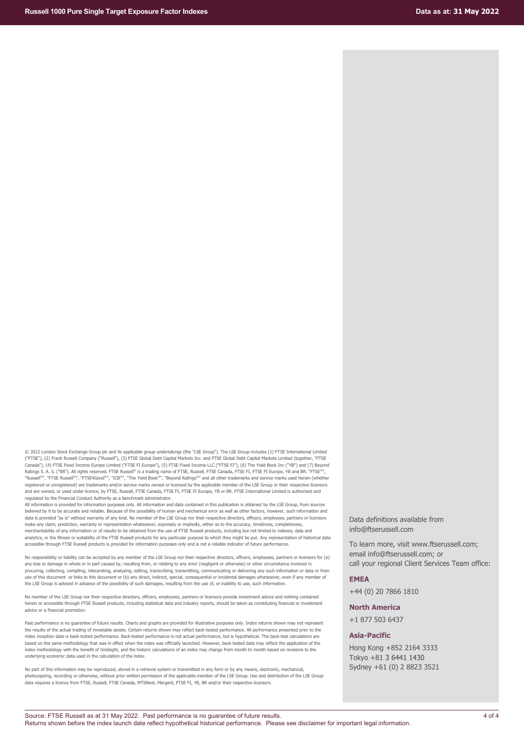© 2022 London Stock Exchange Group plc and its applicable group undertakings (the "LSE Group"). The LSE Group includes (1) FTSE International Limited ("FTSE"), (2) Frank Russell Company ("Russell"), (3) FTSE Global Debt Capital Markets Inc. and FTSE Global Debt Capital Markets Limited (together, "FTSE Canada"), (4) FTSE Fixed Income Europe Limited ("FTSE FI Europe"), (5) FTSE Fixed Income LLC ("FTSE FI"), (6) The Yield Book Inc ("YB") and (7) Beyond Ratings S. A. S. ("BR"). All rights reserved. FTSE Russell® is a trading name of FTSE, Russell, FTSE Canada, FTSE FI, FTSE FI Europe, YB and BR. "FTSE®", "Russell®", "FTSE Russell®", "FTSE4Good®", "ICB®", "The Yield Book®", "Beyond Ratings®" and all other trademarks and service marks used herein (whether registered or unregistered) are trademarks and/or service marks owned or licensed by the applicable member of the LSE Group or their respective licensors and are owned, or used under licence, by FTSE, Russell, FTSE Canada, FTSE FI, FTSE FI Europe, YB or BR. FTSE International Limited is authorised and regulated by the Financial Conduct Authority as a benchmark administrator.

All information is provided for information purposes only. All information and data contained in this publication is obtained by the LSE Group, from sources believed by it to be accurate and reliable. Because of the possibility of human and mechanical error as well as other factors, however, such information and data is provided "as is" without warranty of any kind. No member of the LSE Group nor their respective directors, officers, employees, partners or licensors make any claim, prediction, warranty or representation whatsoever, expressly or impliedly, either as to the accuracy, timeliness, completeness, merchantability of any information or of results to be obtained from the use of FTSE Russell products, including but not limited to indexes, data and analytics, or the fitness or suitability of the FTSE Russell products for any particular purpose to which they might be put. Any representation of historical data accessible through FTSE Russell products is provided for information purposes only and is not a reliable indicator of future performance.

No responsibility or liability can be accepted by any member of the LSE Group nor their respective directors, officers, employees, partners or licensors for (a) any loss or damage in whole or in part caused by, resulting from, or relating to any error (negligent or otherwise) or other circumstance involved in procuring, collecting, compiling, interpreting, analysing, editing, transcribing, transmitting, communicating or delivering any such information or data or from use of this document or links to this document or (b) any direct, indirect, special, consequential or incidental damages whatsoever, even if any member of the LSE Group is advised in advance of the possibility of such damages, resulting from the use of, or inability to use, such information.

No member of the LSE Group nor their respective directors, officers, employees, partners or licensors provide investment advice and nothing contained herein or accessible through FTSE Russell products, including statistical data and industry reports, should be taken as constituting financial or investment advice or a financial promotion.

Past performance is no guarantee of future results. Charts and graphs are provided for illustrative purposes only. Index returns shown may not represent the results of the actual trading of investable assets. Certain returns shown may reflect back-tested performance. All performance presented prior to the index inception date is back-tested performance. Back-tested performance is not actual performance, but is hypothetical. The back-test calculations are based on the same methodology that was in effect when the index was officially launched. However, back-tested data may reflect the application of the index methodology with the benefit of hindsight, and the historic calculations of an index may change from month to month based on revisions to the underlying economic data used in the calculation of the index.

No part of this information may be reproduced, stored in a retrieval system or transmitted in any form or by any means, electronic, mechanical, photocopying, recording or otherwise, without prior written permission of the applicable member of the LSE Group. Use and distribution of the LSE Group data requires a licence from FTSE, Russell, FTSE Canada, MTSNext, Mergent, FTSE FI, YB, BR and/or their respective licensors.

Data definitions available from info@ftserussell.com

To learn more, visit www.ftserussell.com; email info@ftserussell.com; or call your regional Client Services Team office:

**EMEA**

+44 (0) 20 7866 1810

**North America**

+1 877 503 6437

**Asia-Pacific**

Hong Kong +852 2164 3333
Tokyo +81 3 6441 1430
Sydney +61 (0) 2 8823 3521

Source: FTSE Russell as at 31 May 2022. Past performance is no guarantee of future results.
Returns shown before the index launch date reflect hypothetical historical performance. Please see disclaimer for important legal information.